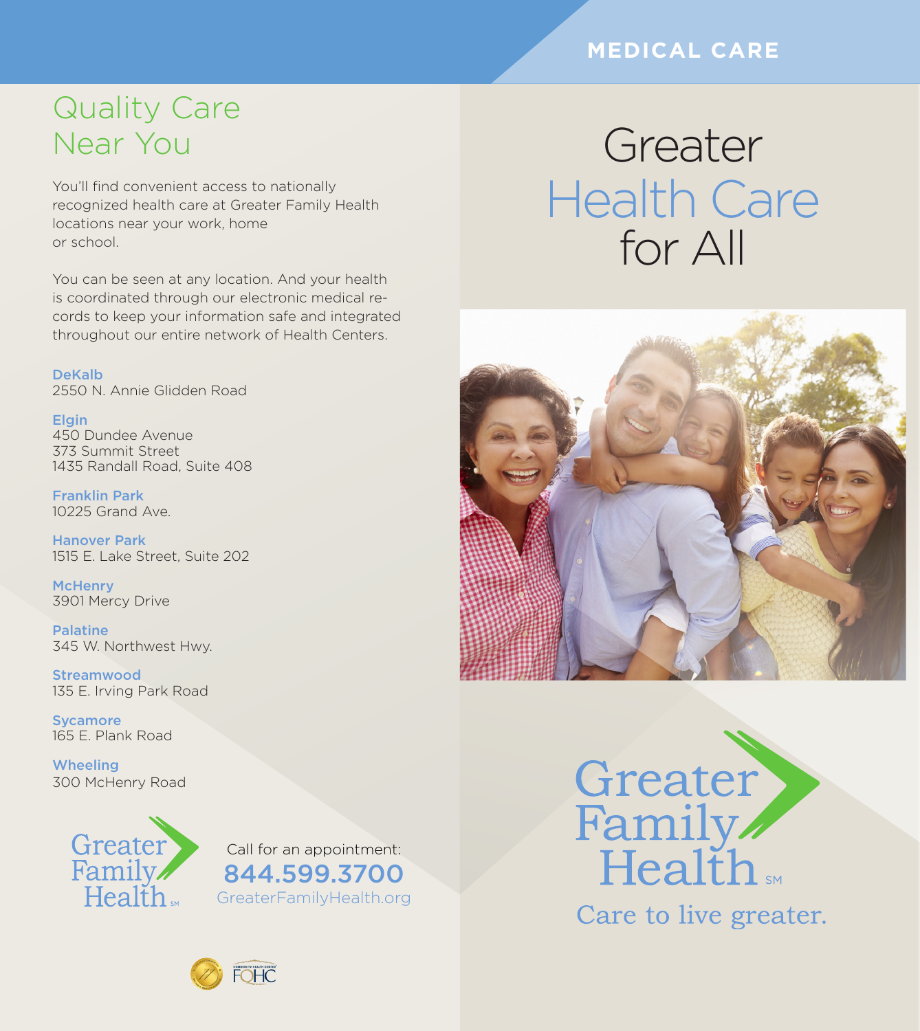# Quality Care Near You

You'll find convenient access to nationally recognized health care at Greater Family Health locations near your work, home or school.

You can be seen at any location. And your health is coordinated through our electronic medical records to keep your information safe and integrated throughout our entire network of Health Centers.

**DeKalb**
2550 N. Annie Glidden Road

**Elgin**
450 Dundee Avenue
373 Summit Street
1435 Randall Road, Suite 408

**Franklin Park**
10225 Grand Ave.

**Hanover Park**
1515 E. Lake Street, Suite 202

**McHenry**
3901 Mercy Drive

**Palatine**
345 W. Northwest Hwy.

**Streamwood**
135 E. Irving Park Road

**Sycamore**
165 E. Plank Road

**Wheeling**
300 McHenry Road

Greater Family Health℠

Call for an appointment:
**844.599.3700**
GreaterFamilyHealth.org

FQHC

MEDICAL CARE

# Greater Health Care for All

Greater Family Health℠

Care to live greater.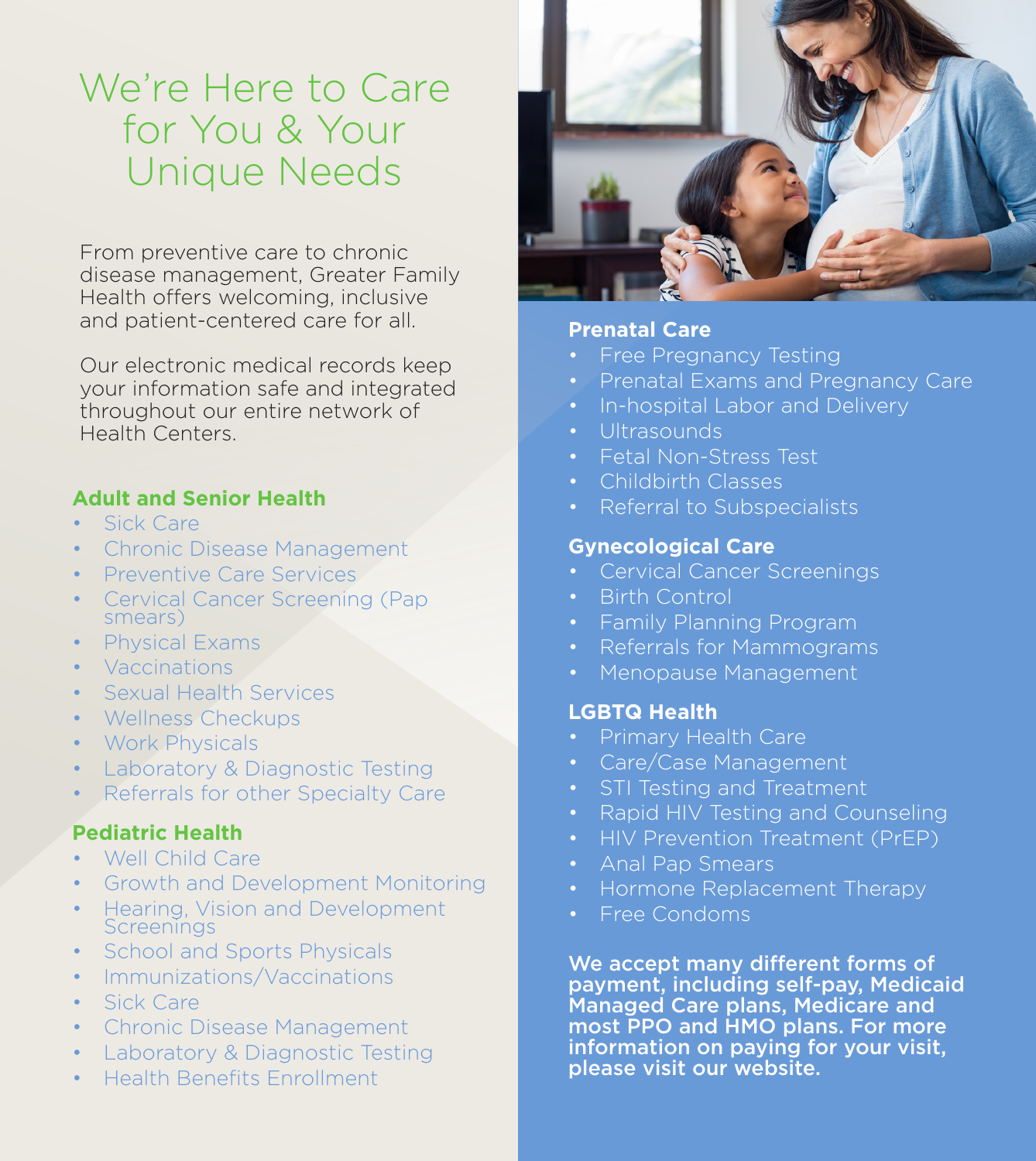# We're Here to Care for You & Your Unique Needs

From preventive care to chronic disease management, Greater Family Health offers welcoming, inclusive and patient-centered care for all.

Our electronic medical records keep your information safe and integrated throughout our entire network of Health Centers.

### Adult and Senior Health

- Sick Care
- Chronic Disease Management
- Preventive Care Services
- Cervical Cancer Screening (Pap smears)
- Physical Exams
- Vaccinations
- Sexual Health Services
- Wellness Checkups
- Work Physicals
- Laboratory & Diagnostic Testing
- Referrals for other Specialty Care

### Pediatric Health

- Well Child Care
- Growth and Development Monitoring
- Hearing, Vision and Development Screenings
- School and Sports Physicals
- Immunizations/Vaccinations
- Sick Care
- Chronic Disease Management
- Laboratory & Diagnostic Testing
- Health Benefits Enrollment

### Prenatal Care

- Free Pregnancy Testing
- Prenatal Exams and Pregnancy Care
- In-hospital Labor and Delivery
- Ultrasounds
- Fetal Non-Stress Test
- Childbirth Classes
- Referral to Subspecialists

### Gynecological Care

- Cervical Cancer Screenings
- Birth Control
- Family Planning Program
- Referrals for Mammograms
- Menopause Management

### LGBTQ Health

- Primary Health Care
- Care/Case Management
- STI Testing and Treatment
- Rapid HIV Testing and Counseling
- HIV Prevention Treatment (PrEP)
- Anal Pap Smears
- Hormone Replacement Therapy
- Free Condoms

**We accept many different forms of payment, including self-pay, Medicaid Managed Care plans, Medicare and most PPO and HMO plans. For more information on paying for your visit, please visit our website.**